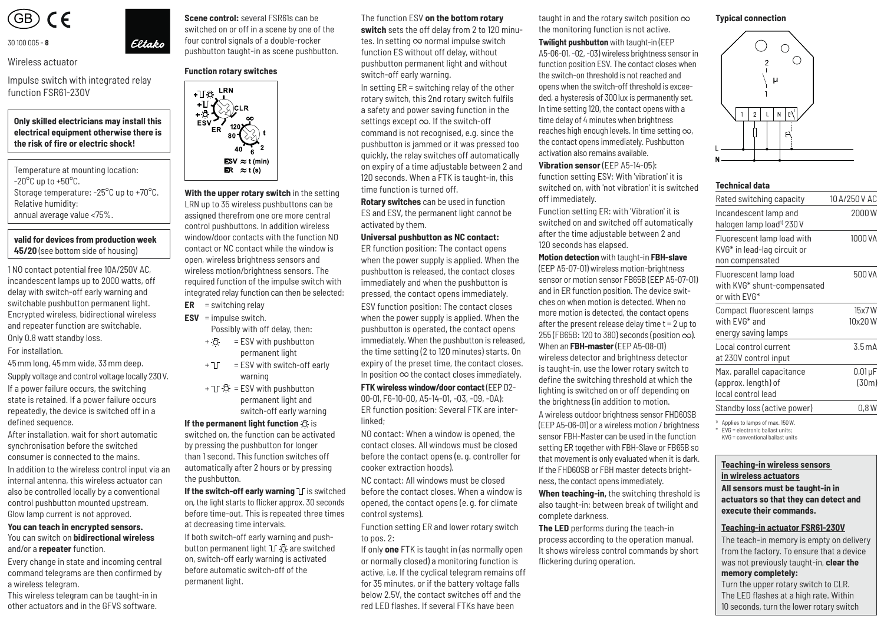GB CE

30 100 005 - **8**

Eltako

Wireless actuator

Impulse switch with integrated relay function FSR61-230V

**Only skilled electricians may install this electrical equipment otherwise there is the risk of fire or electric shock!**

Temperature at mounting location: -20°C up to +50°C.
Storage temperature: -25°C up to +70°C.
Relative humidity:
annual average value <75%.

**valid for devices from production week 45/20** (see bottom side of housing)

1 NO contact potential free 10A/250V AC, incandescent lamps up to 2000 watts, off delay with switch-off early warning and switchable pushbutton permanent light. Encrypted wireless, bidirectional wireless and repeater function are switchable.

Only 0.8 watt standby loss.

For installation.

45 mm long, 45 mm wide, 33 mm deep.

Supply voltage and control voltage locally 230 V.

If a power failure occurs, the switching state is retained. If a power failure occurs repeatedly, the device is switched off in a defined sequence.

After installation, wait for short automatic synchronisation before the switched consumer is connected to the mains.

In addition to the wireless control input via an internal antenna, this wireless actuator can also be controlled locally by a conventional control pushbutton mounted upstream. Glow lamp current is not approved.

**You can teach in encrypted sensors.**
You can switch on **bidirectional wireless** and/or a **repeater** function.

Every change in state and incoming central command telegrams are then confirmed by a wireless telegram.

This wireless telegram can be taught-in in other actuators and in the GFVS software.

**Scene control:** several FSR61s can be switched on or off in a scene by one of the four control signals of a double-rocker pushbutton taught-in as scene pushbutton.

**Function rotary switches**

LRN, CLR, ESV, ER, ∞, 120, 80, 40, 6, 2, t
ESV ≈ t (min)
ER ≈ t (s)

**With the upper rotary switch** in the setting LRN up to 35 wireless pushbuttons can be assigned therefrom one ore more central control pushbuttons. In addition wireless window/door contacts with the function NO contact or NC contact while the window is open, wireless brightness sensors and wireless motion/brightness sensors. The required function of the impulse switch with integrated relay function can then be selected:

**ER** = switching relay
**ESV** = impulse switch.
Possibly with off delay, then:
+ ☼ = ESV with pushbutton permanent light
+ ⊓ = ESV with switch-off early warning
+ ⊓ ☼ = ESV with pushbutton permanent light and switch-off early warning

**If the permanent light function** ☼ is switched on, the function can be activated by pressing the pushbutton for longer than 1 second. This function switches off automatically after 2 hours or by pressing the pushbutton.

**If the switch-off early warning** ⊓ is switched on, the light starts to flicker approx. 30 seconds before time-out. This is repeated three times at decreasing time intervals.

If both switch-off early warning and pushbutton permanent light ⊓ ☼ are switched on, switch-off early warning is activated before automatic switch-off of the permanent light.

The function ESV **on the bottom rotary switch** sets the off delay from 2 to 120 minutes. In setting ∞ normal impulse switch function ES without off delay, without pushbutton permanent light and without switch-off early warning.

In setting ER = switching relay of the other rotary switch, this 2nd rotary switch fulfils a safety and power saving function in the settings except ∞. If the switch-off command is not recognised, e.g. since the pushbutton is jammed or it was pressed too quickly, the relay switches off automatically on expiry of a time adjustable between 2 and 120 seconds. When a FTK is taught-in, this time function is turned off.

**Rotary switches** can be used in function ES and ESV, the permanent light cannot be activated by them.

**Universal pushbutton as NC contact:**
ER function position: The contact opens when the power supply is applied. When the pushbutton is released, the contact closes immediately and when the pushbutton is pressed, the contact opens immediately.

ESV function position: The contact closes when the power supply is applied. When the pushbutton is operated, the contact opens immediately. When the pushbutton is released, the time setting (2 to 120 minutes) starts. On expiry of the preset time, the contact closes. In position ∞ the contact closes immediately.

**FTK wireless window/door contact** (EEP D2-00-01, F6-10-00, A5-14-01, -03, -09, -0A):
ER function position: Several FTK are interlinked;

NO contact: When a window is opened, the contact closes. All windows must be closed before the contact opens (e. g. controller for cooker extraction hoods).

NC contact: All windows must be closed before the contact closes. When a window is opened, the contact opens (e. g. for climate control systems).

Function setting ER and lower rotary switch to pos. 2:

If only **one** FTK is taught in (as normally open or normally closed) a monitoring function is active, i.e. If the cyclical telegram remains off for 35 minutes, or if the battery voltage falls below 2.5V, the contact switches off and the red LED flashes. If several FTKs have been taught in and the rotary switch position ∞ the monitoring function is not active.

**Twilight pushbutton** with taught-in (EEP A5-06-01, -02, -03) wireless brightness sensor in function position ESV. The contact closes when the switch-on threshold is not reached and opens when the switch-off threshold is exceeded, a hysteresis of 300 lux is permanently set. In time setting 120, the contact opens with a time delay of 4 minutes when brightness reaches high enough levels. In time setting ∞, the contact opens immediately. Pushbutton activation also remains available.

**Vibration sensor** (EEP A5-14-05):
function setting ESV: With 'vibration' it is switched on, with 'not vibration' it is switched off immediately.

Function setting ER: with 'Vibration' it is switched on and switched off automatically after the time adjustable between 2 and 120 seconds has elapsed.

**Motion detection** with taught-in **FBH-slave** (EEP A5-07-01) wireless motion-brightness sensor or motion sensor FB65B (EEP A5-07-01) and in ER function position. The device switches on when motion is detected. When no more motion is detected, the contact opens after the present release delay time t = 2 up to 255 (FB65B: 120 to 380) seconds (position ∞). When an **FBH-master** (EEP A5-08-01) wireless detector and brightness detector is taught-in, use the lower rotary switch to define the switching threshold at which the lighting is switched on or off depending on the brightness (in addition to motion.

A wireless outdoor brightness sensor FHD60SB (EEP A5-06-01) or a wireless motion / brightness sensor FBH-Master can be used in the function setting ER together with FBH-Slave or FB65B so that movement is only evaluated when it is dark. If the FHD60SB or FBH master detects brightness, the contact opens immediately.

**When teaching-in,** the switching threshold is also taught-in: between break of twilight and complete darkness.

**The LED** performs during the teach-in process according to the operation manual. It shows wireless control commands by short flickering during operation.

**Typical connection**

2, 1, μ, 1, 2, L, N, E, L, N

**Technical data**

| | |
|---|---|
| Rated switching capacity | 10 A/250 V AC |
| Incandescent lamp and halogen lamp load[1] 230 V | 2000 W |
| Fluorescent lamp load with KVG* in lead-lag circuit or non compensated | 1000 VA |
| Fluorescent lamp load with KVG* shunt-compensated or with EVG* | 500 VA |
| Compact fluorescent lamps with EVG* and energy saving lamps | 15x7 W<br>10x20 W |
| Local control current at 230V control input | 3.5 mA |
| Max. parallel capacitance (approx. length) of local control lead | 0,01 μF<br>(30m) |
| Standby loss (active power) | 0,8 W |

[1] Applies to lamps of max. 150 W.
\* EVG = electronic ballast units;
KVG = conventional ballast units

**Teaching-in wireless sensors in wireless actuators**

**All sensors must be taught-in in actuators so that they can detect and execute their commands.**

**Teaching-in actuator FSR61-230V**

The teach-in memory is empty on delivery from the factory. To ensure that a device was not previously taught-in, **clear the memory completely:**
Turn the upper rotary switch to CLR. The LED flashes at a high rate. Within 10 seconds, turn the lower rotary switch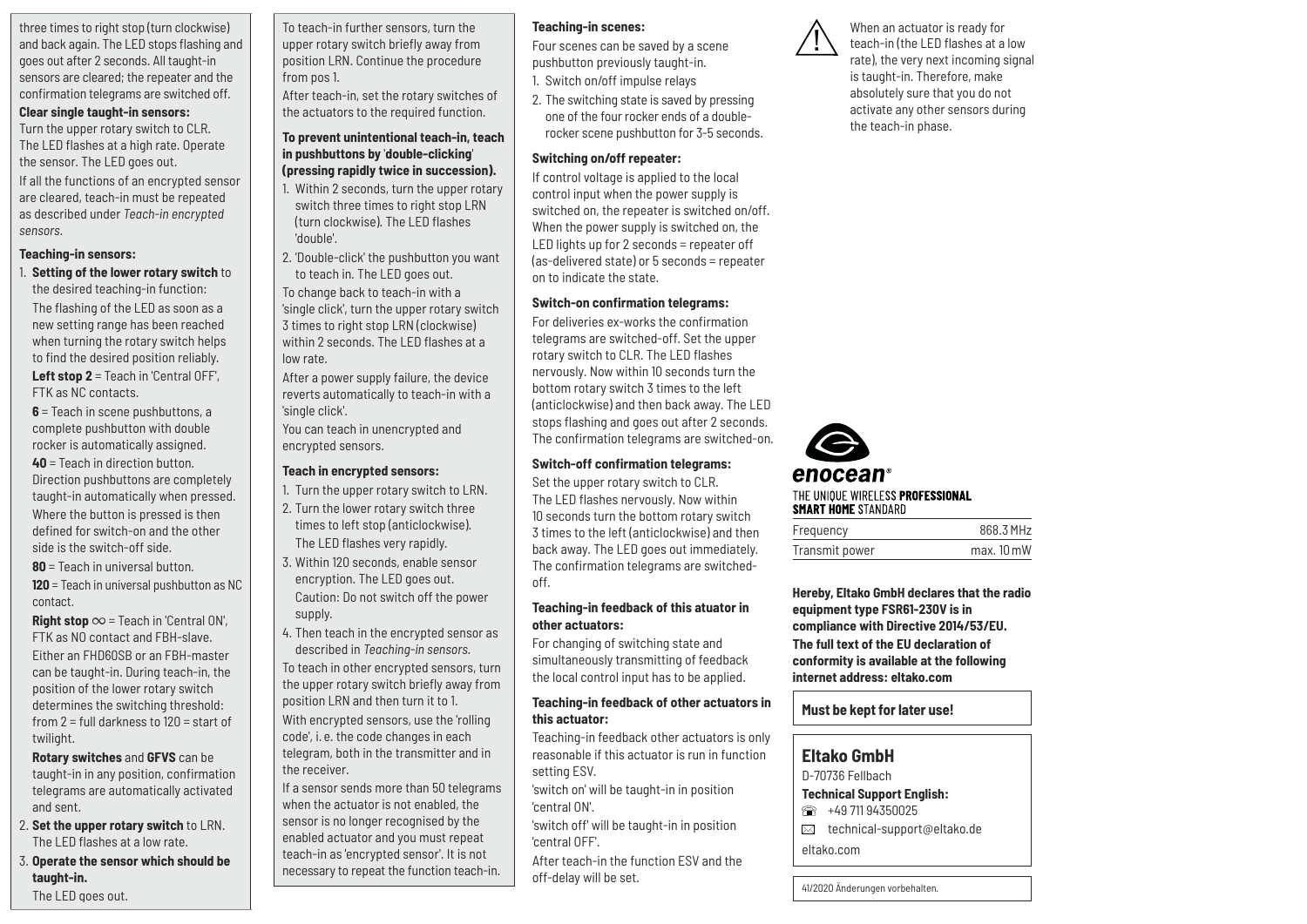three times to right stop (turn clockwise) and back again. The LED stops flashing and goes out after 2 seconds. All taught-in sensors are cleared; the repeater and the confirmation telegrams are switched off.

**Clear single taught-in sensors:**
Turn the upper rotary switch to CLR. The LED flashes at a high rate. Operate the sensor. The LED goes out.

If all the functions of an encrypted sensor are cleared, teach-in must be repeated as described under *Teach-in encrypted sensors.*

**Teaching-in sensors:**

1. **Setting of the lower rotary switch** to the desired teaching-in function:

   The flashing of the LED as soon as a new setting range has been reached when turning the rotary switch helps to find the desired position reliably.

   **Left stop 2** = Teach in 'Central OFF', FTK as NC contacts.

   **6** = Teach in scene pushbuttons, a complete pushbutton with double rocker is automatically assigned.

   **40** = Teach in direction button. Direction pushbuttons are completely taught-in automatically when pressed. Where the button is pressed is then defined for switch-on and the other side is the switch-off side.

   **80** = Teach in universal button.

   **120** = Teach in universal pushbutton as NC contact.

   **Right stop** ∞ = Teach in 'Central ON', FTK as NO contact and FBH-slave. Either an FHD60SB or an FBH-master can be taught-in. During teach-in, the position of the lower rotary switch determines the switching threshold: from 2 = full darkness to 120 = start of twilight.

   **Rotary switches** and **GFVS** can be taught-in in any position, confirmation telegrams are automatically activated and sent.

2. **Set the upper rotary switch** to LRN. The LED flashes at a low rate.
3. **Operate the sensor which should be taught-in.**
   The LED goes out.

To teach-in further sensors, turn the upper rotary switch briefly away from position LRN. Continue the procedure from pos 1.

After teach-in, set the rotary switches of the actuators to the required function.

**To prevent unintentional teach-in, teach in pushbuttons by 'double-clicking' (pressing rapidly twice in succession).**

1. Within 2 seconds, turn the upper rotary switch three times to right stop LRN (turn clockwise). The LED flashes 'double'.
2. 'Double-click' the pushbutton you want to teach in. The LED goes out.

To change back to teach-in with a 'single click', turn the upper rotary switch 3 times to right stop LRN (clockwise) within 2 seconds. The LED flashes at a low rate.

After a power supply failure, the device reverts automatically to teach-in with a 'single click'.

You can teach in unencrypted and encrypted sensors.

**Teach in encrypted sensors:**

1. Turn the upper rotary switch to LRN.
2. Turn the lower rotary switch three times to left stop (anticlockwise). The LED flashes very rapidly.
3. Within 120 seconds, enable sensor encryption. The LED goes out. Caution: Do not switch off the power supply.
4. Then teach in the encrypted sensor as described in *Teaching-in sensors.*

To teach in other encrypted sensors, turn the upper rotary switch briefly away from position LRN and then turn it to 1.

With encrypted sensors, use the 'rolling code', i. e. the code changes in each telegram, both in the transmitter and in the receiver.

If a sensor sends more than 50 telegrams when the actuator is not enabled, the sensor is no longer recognised by the enabled actuator and you must repeat teach-in as 'encrypted sensor'. It is not necessary to repeat the function teach-in.

**Teaching-in scenes:**

Four scenes can be saved by a scene pushbutton previously taught-in.

1. Switch on/off impulse relays
2. The switching state is saved by pressing one of the four rocker ends of a double-rocker scene pushbutton for 3-5 seconds.

**Switching on/off repeater:**

If control voltage is applied to the local control input when the power supply is switched on, the repeater is switched on/off. When the power supply is switched on, the LED lights up for 2 seconds = repeater off (as-delivered state) or 5 seconds = repeater on to indicate the state.

**Switch-on confirmation telegrams:**

For deliveries ex-works the confirmation telegrams are switched-off. Set the upper rotary switch to CLR. The LED flashes nervously. Now within 10 seconds turn the bottom rotary switch 3 times to the left (anticlockwise) and then back away. The LED stops flashing and goes out after 2 seconds. The confirmation telegrams are switched-on.

**Switch-off confirmation telegrams:**

Set the upper rotary switch to CLR. The LED flashes nervously. Now within 10 seconds turn the bottom rotary switch 3 times to the left (anticlockwise) and then back away. The LED goes out immediately. The confirmation telegrams are switched-off.

**Teaching-in feedback of this atuator in other actuators:**

For changing of switching state and simultaneously transmitting of feedback the local control input has to be applied.

**Teaching-in feedback of other actuators in this actuator:**

Teaching-in feedback other actuators is only reasonable if this actuator is run in function setting ESV.

'switch on' will be taught-in in position 'central ON'.

'switch off' will be taught-in in position 'central OFF'.

After teach-in the function ESV and the off-delay will be set.

⚠ When an actuator is ready for teach-in (the LED flashes at a low rate), the very next incoming signal is taught-in. Therefore, make absolutely sure that you do not activate any other sensors during the teach-in phase.

enocean®
THE UNIQUE WIRELESS **PROFESSIONAL SMART HOME** STANDARD

| | |
|---|---|
| Frequency | 868.3 MHz |
| Transmit power | max. 10 mW |

**Hereby, Eltako GmbH declares that the radio equipment type FSR61-230V is in compliance with Directive 2014/53/EU.**
**The full text of the EU declaration of conformity is available at the following internet address: eltako.com**

**Must be kept for later use!**

**Eltako GmbH**
D-70736 Fellbach
**Technical Support English:**
☎ +49 711 94350025
✉ technical-support@eltako.de
eltako.com

41/2020 Änderungen vorbehalten.